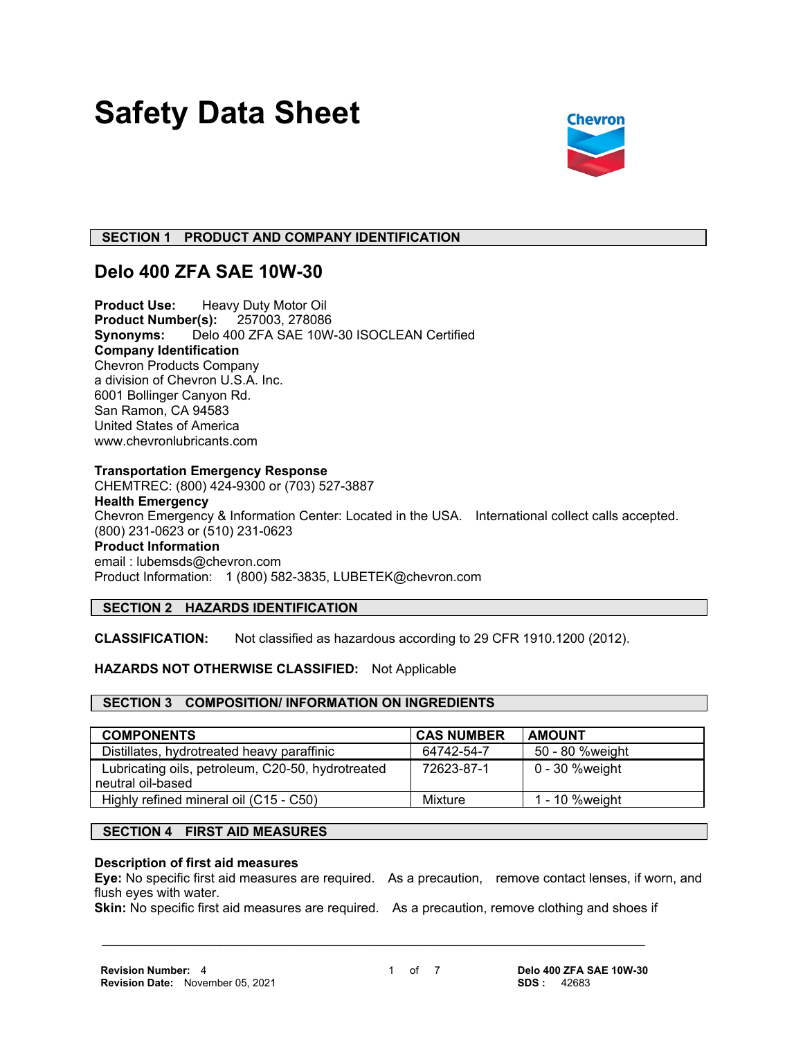# Safety Data Sheet

## SECTION 1 PRODUCT AND COMPANY IDENTIFICATION

### Delo 400 ZFA SAE 10W-30

**Product Use:** Heavy Duty Motor Oil
**Product Number(s):** 257003, 278086
**Synonyms:** Delo 400 ZFA SAE 10W-30 ISOCLEAN Certified
**Company Identification**
Chevron Products Company
a division of Chevron U.S.A. Inc.
6001 Bollinger Canyon Rd.
San Ramon, CA 94583
United States of America
www.chevronlubricants.com

**Transportation Emergency Response**
CHEMTREC: (800) 424-9300 or (703) 527-3887
**Health Emergency**
Chevron Emergency & Information Center: Located in the USA. International collect calls accepted.
(800) 231-0623 or (510) 231-0623
**Product Information**
email : lubemsds@chevron.com
Product Information: 1 (800) 582-3835, LUBETEK@chevron.com

## SECTION 2 HAZARDS IDENTIFICATION

**CLASSIFICATION:** Not classified as hazardous according to 29 CFR 1910.1200 (2012).

**HAZARDS NOT OTHERWISE CLASSIFIED:** Not Applicable

## SECTION 3 COMPOSITION/ INFORMATION ON INGREDIENTS

| COMPONENTS | CAS NUMBER | AMOUNT |
|---|---|---|
| Distillates, hydrotreated heavy paraffinic | 64742-54-7 | 50 - 80 %weight |
| Lubricating oils, petroleum, C20-50, hydrotreated neutral oil-based | 72623-87-1 | 0 - 30 %weight |
| Highly refined mineral oil (C15 - C50) | Mixture | 1 - 10 %weight |

## SECTION 4 FIRST AID MEASURES

**Description of first aid measures**
**Eye:** No specific first aid measures are required. As a precaution, remove contact lenses, if worn, and flush eyes with water.
**Skin:** No specific first aid measures are required. As a precaution, remove clothing and shoes if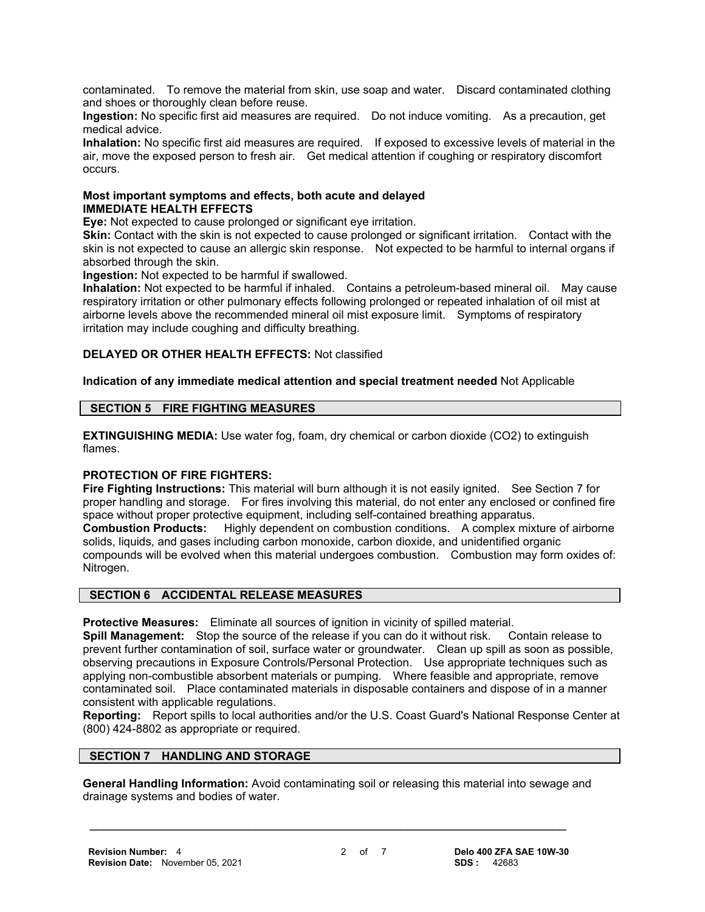contaminated. To remove the material from skin, use soap and water. Discard contaminated clothing and shoes or thoroughly clean before reuse.

**Ingestion:** No specific first aid measures are required. Do not induce vomiting. As a precaution, get medical advice.

**Inhalation:** No specific first aid measures are required. If exposed to excessive levels of material in the air, move the exposed person to fresh air. Get medical attention if coughing or respiratory discomfort occurs.

**Most important symptoms and effects, both acute and delayed**
**IMMEDIATE HEALTH EFFECTS**

**Eye:** Not expected to cause prolonged or significant eye irritation.

**Skin:** Contact with the skin is not expected to cause prolonged or significant irritation. Contact with the skin is not expected to cause an allergic skin response. Not expected to be harmful to internal organs if absorbed through the skin.

**Ingestion:** Not expected to be harmful if swallowed.

**Inhalation:** Not expected to be harmful if inhaled. Contains a petroleum-based mineral oil. May cause respiratory irritation or other pulmonary effects following prolonged or repeated inhalation of oil mist at airborne levels above the recommended mineral oil mist exposure limit. Symptoms of respiratory irritation may include coughing and difficulty breathing.

**DELAYED OR OTHER HEALTH EFFECTS:** Not classified

**Indication of any immediate medical attention and special treatment needed** Not Applicable

## SECTION 5 FIRE FIGHTING MEASURES

**EXTINGUISHING MEDIA:** Use water fog, foam, dry chemical or carbon dioxide ($CO_2$) to extinguish flames.

**PROTECTION OF FIRE FIGHTERS:**

**Fire Fighting Instructions:** This material will burn although it is not easily ignited. See Section 7 for proper handling and storage. For fires involving this material, do not enter any enclosed or confined fire space without proper protective equipment, including self-contained breathing apparatus.

**Combustion Products:** Highly dependent on combustion conditions. A complex mixture of airborne solids, liquids, and gases including carbon monoxide, carbon dioxide, and unidentified organic compounds will be evolved when this material undergoes combustion. Combustion may form oxides of: Nitrogen.

## SECTION 6 ACCIDENTAL RELEASE MEASURES

**Protective Measures:** Eliminate all sources of ignition in vicinity of spilled material.

**Spill Management:** Stop the source of the release if you can do it without risk. Contain release to prevent further contamination of soil, surface water or groundwater. Clean up spill as soon as possible, observing precautions in Exposure Controls/Personal Protection. Use appropriate techniques such as applying non-combustible absorbent materials or pumping. Where feasible and appropriate, remove contaminated soil. Place contaminated materials in disposable containers and dispose of in a manner consistent with applicable regulations.

**Reporting:** Report spills to local authorities and/or the U.S. Coast Guard's National Response Center at (800) 424-8802 as appropriate or required.

## SECTION 7 HANDLING AND STORAGE

**General Handling Information:** Avoid contaminating soil or releasing this material into sewage and drainage systems and bodies of water.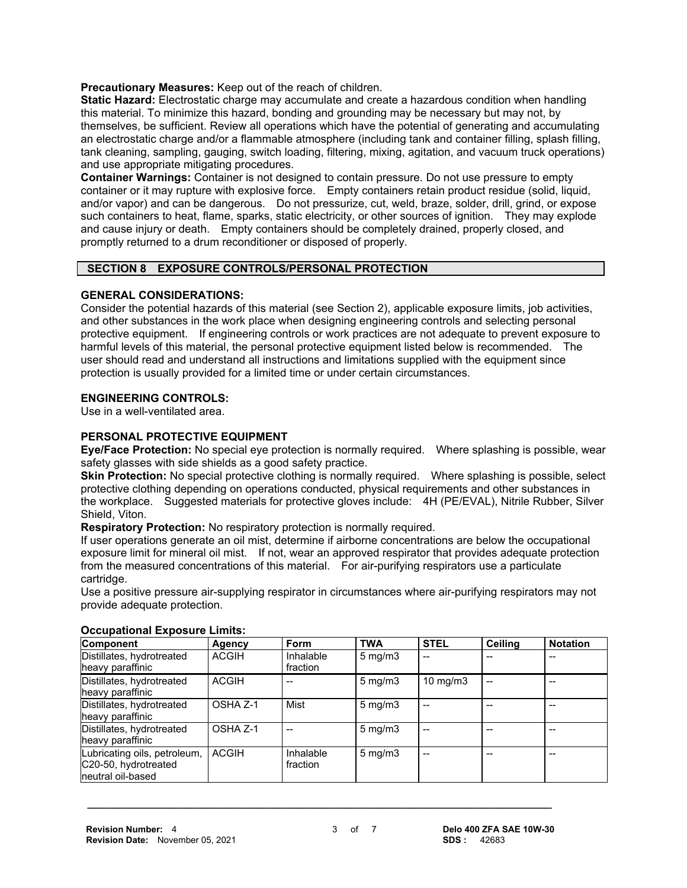**Precautionary Measures:** Keep out of the reach of children.

**Static Hazard:** Electrostatic charge may accumulate and create a hazardous condition when handling this material. To minimize this hazard, bonding and grounding may be necessary but may not, by themselves, be sufficient. Review all operations which have the potential of generating and accumulating an electrostatic charge and/or a flammable atmosphere (including tank and container filling, splash filling, tank cleaning, sampling, gauging, switch loading, filtering, mixing, agitation, and vacuum truck operations) and use appropriate mitigating procedures.

**Container Warnings:** Container is not designed to contain pressure. Do not use pressure to empty container or it may rupture with explosive force. Empty containers retain product residue (solid, liquid, and/or vapor) and can be dangerous. Do not pressurize, cut, weld, braze, solder, drill, grind, or expose such containers to heat, flame, sparks, static electricity, or other sources of ignition. They may explode and cause injury or death. Empty containers should be completely drained, properly closed, and promptly returned to a drum reconditioner or disposed of properly.

## SECTION 8 EXPOSURE CONTROLS/PERSONAL PROTECTION

### GENERAL CONSIDERATIONS:

Consider the potential hazards of this material (see Section 2), applicable exposure limits, job activities, and other substances in the work place when designing engineering controls and selecting personal protective equipment. If engineering controls or work practices are not adequate to prevent exposure to harmful levels of this material, the personal protective equipment listed below is recommended. The user should read and understand all instructions and limitations supplied with the equipment since protection is usually provided for a limited time or under certain circumstances.

### ENGINEERING CONTROLS:

Use in a well-ventilated area.

### PERSONAL PROTECTIVE EQUIPMENT

**Eye/Face Protection:** No special eye protection is normally required. Where splashing is possible, wear safety glasses with side shields as a good safety practice.

**Skin Protection:** No special protective clothing is normally required. Where splashing is possible, select protective clothing depending on operations conducted, physical requirements and other substances in the workplace. Suggested materials for protective gloves include: 4H (PE/EVAL), Nitrile Rubber, Silver Shield, Viton.

**Respiratory Protection:** No respiratory protection is normally required.

If user operations generate an oil mist, determine if airborne concentrations are below the occupational exposure limit for mineral oil mist. If not, wear an approved respirator that provides adequate protection from the measured concentrations of this material. For air-purifying respirators use a particulate cartridge.

Use a positive pressure air-supplying respirator in circumstances where air-purifying respirators may not provide adequate protection.

**Occupational Exposure Limits:**

| Component | Agency | Form | TWA | STEL | Ceiling | Notation |
|---|---|---|---|---|---|---|
| Distillates, hydrotreated heavy paraffinic | ACGIH | Inhalable fraction | 5 mg/m3 | -- | -- | -- |
| Distillates, hydrotreated heavy paraffinic | ACGIH | -- | 5 mg/m3 | 10 mg/m3 | -- | -- |
| Distillates, hydrotreated heavy paraffinic | OSHA Z-1 | Mist | 5 mg/m3 | -- | -- | -- |
| Distillates, hydrotreated heavy paraffinic | OSHA Z-1 | -- | 5 mg/m3 | -- | -- | -- |
| Lubricating oils, petroleum, C20-50, hydrotreated neutral oil-based | ACGIH | Inhalable fraction | 5 mg/m3 | -- | -- | -- |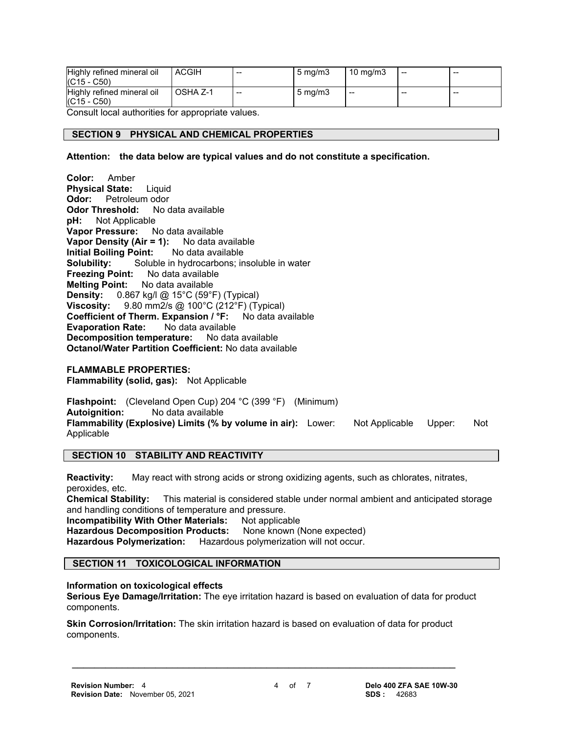| Highly refined mineral oil (C15 - C50) | ACGIH | -- | 5 mg/m3 | 10 mg/m3 | -- | -- |
|---|---|---|---|---|---|---|
| Highly refined mineral oil (C15 - C50) | OSHA Z-1 | -- | 5 mg/m3 | -- | -- | -- |

Consult local authorities for appropriate values.

## SECTION 9 PHYSICAL AND CHEMICAL PROPERTIES

**Attention: the data below are typical values and do not constitute a specification.**

**Color:** Amber
**Physical State:** Liquid
**Odor:** Petroleum odor
**Odor Threshold:** No data available
**pH:** Not Applicable
**Vapor Pressure:** No data available
**Vapor Density (Air = 1):** No data available
**Initial Boiling Point:** No data available
**Solubility:** Soluble in hydrocarbons; insoluble in water
**Freezing Point:** No data available
**Melting Point:** No data available
**Density:** 0.867 kg/l @ 15°C (59°F) (Typical)
**Viscosity:** 9.80 mm2/s @ 100°C (212°F) (Typical)
**Coefficient of Therm. Expansion / °F:** No data available
**Evaporation Rate:** No data available
**Decomposition temperature:** No data available
**Octanol/Water Partition Coefficient:** No data available

**FLAMMABLE PROPERTIES:**
**Flammability (solid, gas):** Not Applicable

**Flashpoint:** (Cleveland Open Cup) 204 °C (399 °F) (Minimum)
**Autoignition:** No data available
**Flammability (Explosive) Limits (% by volume in air):** Lower: Not Applicable Upper: Not Applicable

## SECTION 10 STABILITY AND REACTIVITY

**Reactivity:** May react with strong acids or strong oxidizing agents, such as chlorates, nitrates, peroxides, etc.
**Chemical Stability:** This material is considered stable under normal ambient and anticipated storage and handling conditions of temperature and pressure.
**Incompatibility With Other Materials:** Not applicable
**Hazardous Decomposition Products:** None known (None expected)
**Hazardous Polymerization:** Hazardous polymerization will not occur.

## SECTION 11 TOXICOLOGICAL INFORMATION

**Information on toxicological effects**
**Serious Eye Damage/Irritation:** The eye irritation hazard is based on evaluation of data for product components.

**Skin Corrosion/Irritation:** The skin irritation hazard is based on evaluation of data for product components.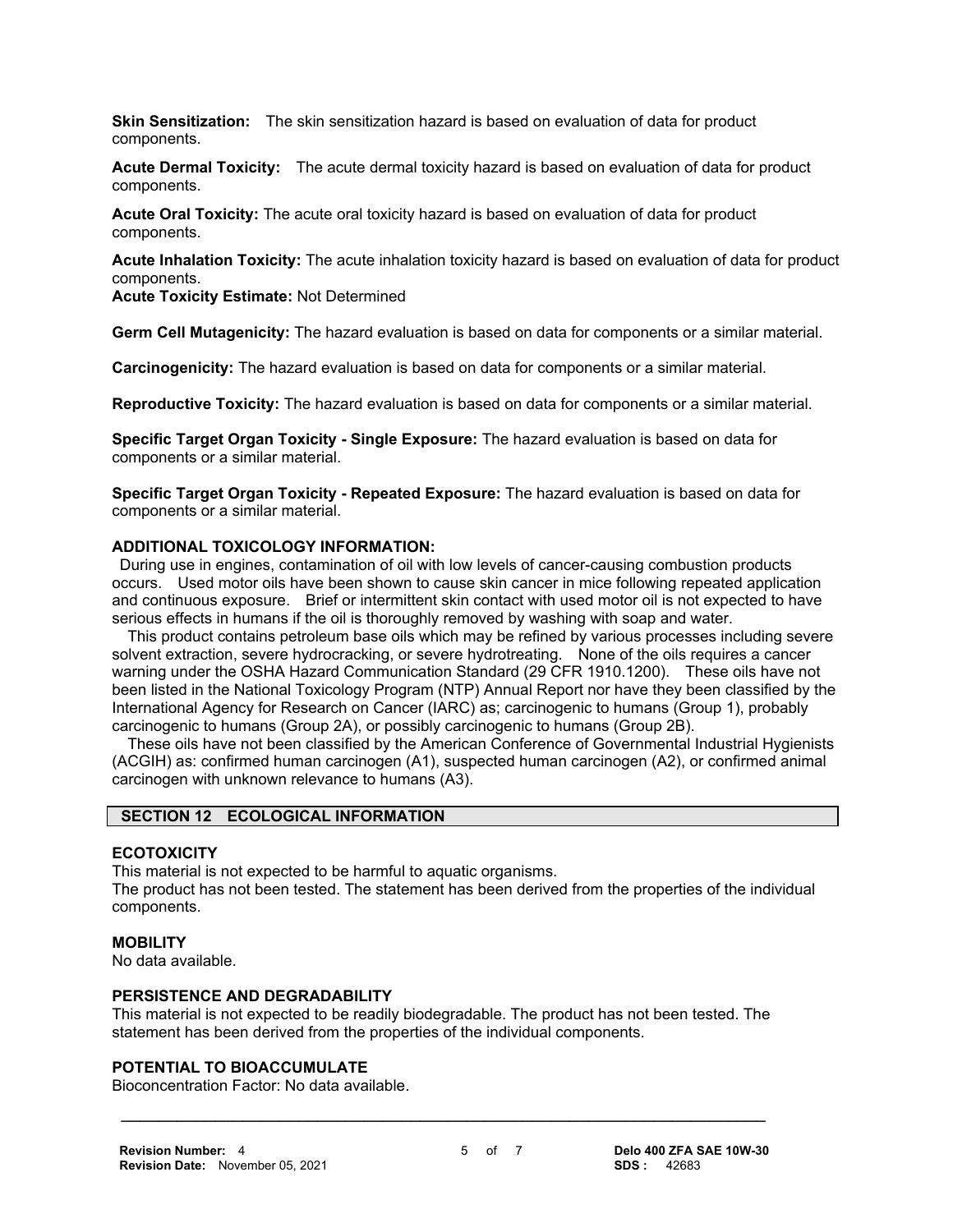**Skin Sensitization:** The skin sensitization hazard is based on evaluation of data for product components.

**Acute Dermal Toxicity:** The acute dermal toxicity hazard is based on evaluation of data for product components.

**Acute Oral Toxicity:** The acute oral toxicity hazard is based on evaluation of data for product components.

**Acute Inhalation Toxicity:** The acute inhalation toxicity hazard is based on evaluation of data for product components.

**Acute Toxicity Estimate:** Not Determined

**Germ Cell Mutagenicity:** The hazard evaluation is based on data for components or a similar material.

**Carcinogenicity:** The hazard evaluation is based on data for components or a similar material.

**Reproductive Toxicity:** The hazard evaluation is based on data for components or a similar material.

**Specific Target Organ Toxicity - Single Exposure:** The hazard evaluation is based on data for components or a similar material.

**Specific Target Organ Toxicity - Repeated Exposure:** The hazard evaluation is based on data for components or a similar material.

**ADDITIONAL TOXICOLOGY INFORMATION:**

During use in engines, contamination of oil with low levels of cancer-causing combustion products occurs. Used motor oils have been shown to cause skin cancer in mice following repeated application and continuous exposure. Brief or intermittent skin contact with used motor oil is not expected to have serious effects in humans if the oil is thoroughly removed by washing with soap and water.

This product contains petroleum base oils which may be refined by various processes including severe solvent extraction, severe hydrocracking, or severe hydrotreating. None of the oils requires a cancer warning under the OSHA Hazard Communication Standard (29 CFR 1910.1200). These oils have not been listed in the National Toxicology Program (NTP) Annual Report nor have they been classified by the International Agency for Research on Cancer (IARC) as; carcinogenic to humans (Group 1), probably carcinogenic to humans (Group 2A), or possibly carcinogenic to humans (Group 2B).

These oils have not been classified by the American Conference of Governmental Industrial Hygienists (ACGIH) as: confirmed human carcinogen (A1), suspected human carcinogen (A2), or confirmed animal carcinogen with unknown relevance to humans (A3).

## SECTION 12 ECOLOGICAL INFORMATION

**ECOTOXICITY**

This material is not expected to be harmful to aquatic organisms.
The product has not been tested. The statement has been derived from the properties of the individual components.

**MOBILITY**

No data available.

**PERSISTENCE AND DEGRADABILITY**

This material is not expected to be readily biodegradable. The product has not been tested. The statement has been derived from the properties of the individual components.

**POTENTIAL TO BIOACCUMULATE**

Bioconcentration Factor: No data available.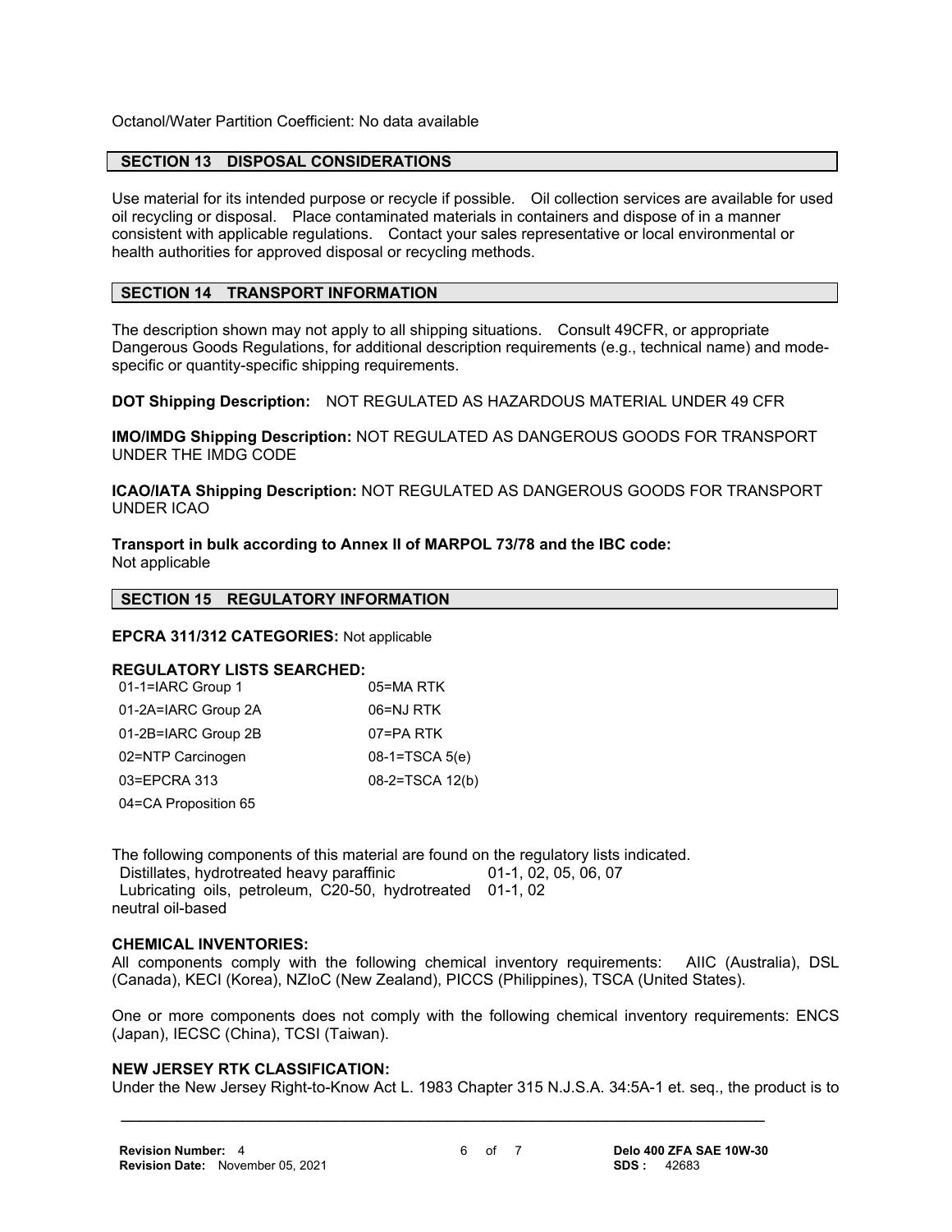Octanol/Water Partition Coefficient: No data available

## SECTION 13 DISPOSAL CONSIDERATIONS

Use material for its intended purpose or recycle if possible. Oil collection services are available for used oil recycling or disposal. Place contaminated materials in containers and dispose of in a manner consistent with applicable regulations. Contact your sales representative or local environmental or health authorities for approved disposal or recycling methods.

## SECTION 14 TRANSPORT INFORMATION

The description shown may not apply to all shipping situations. Consult 49CFR, or appropriate Dangerous Goods Regulations, for additional description requirements (e.g., technical name) and mode-specific or quantity-specific shipping requirements.

**DOT Shipping Description:** NOT REGULATED AS HAZARDOUS MATERIAL UNDER 49 CFR

**IMO/IMDG Shipping Description:** NOT REGULATED AS DANGEROUS GOODS FOR TRANSPORT UNDER THE IMDG CODE

**ICAO/IATA Shipping Description:** NOT REGULATED AS DANGEROUS GOODS FOR TRANSPORT UNDER ICAO

**Transport in bulk according to Annex II of MARPOL 73/78 and the IBC code:**
Not applicable

## SECTION 15 REGULATORY INFORMATION

**EPCRA 311/312 CATEGORIES:** Not applicable

**REGULATORY LISTS SEARCHED:**

| | |
|---|---|
| 01-1=IARC Group 1 | 05=MA RTK |
| 01-2A=IARC Group 2A | 06=NJ RTK |
| 01-2B=IARC Group 2B | 07=PA RTK |
| 02=NTP Carcinogen | 08-1=TSCA 5(e) |
| 03=EPCRA 313 | 08-2=TSCA 12(b) |
| 04=CA Proposition 65 | |

The following components of this material are found on the regulatory lists indicated.

| | |
|---|---|
| Distillates, hydrotreated heavy paraffinic | 01-1, 02, 05, 06, 07 |
| Lubricating oils, petroleum, C20-50, hydrotreated neutral oil-based | 01-1, 02 |

**CHEMICAL INVENTORIES:**
All components comply with the following chemical inventory requirements: AIIC (Australia), DSL (Canada), KECI (Korea), NZIoC (New Zealand), PICCS (Philippines), TSCA (United States).

One or more components does not comply with the following chemical inventory requirements: ENCS (Japan), IECSC (China), TCSI (Taiwan).

**NEW JERSEY RTK CLASSIFICATION:**
Under the New Jersey Right-to-Know Act L. 1983 Chapter 315 N.J.S.A. 34:5A-1 et. seq., the product is to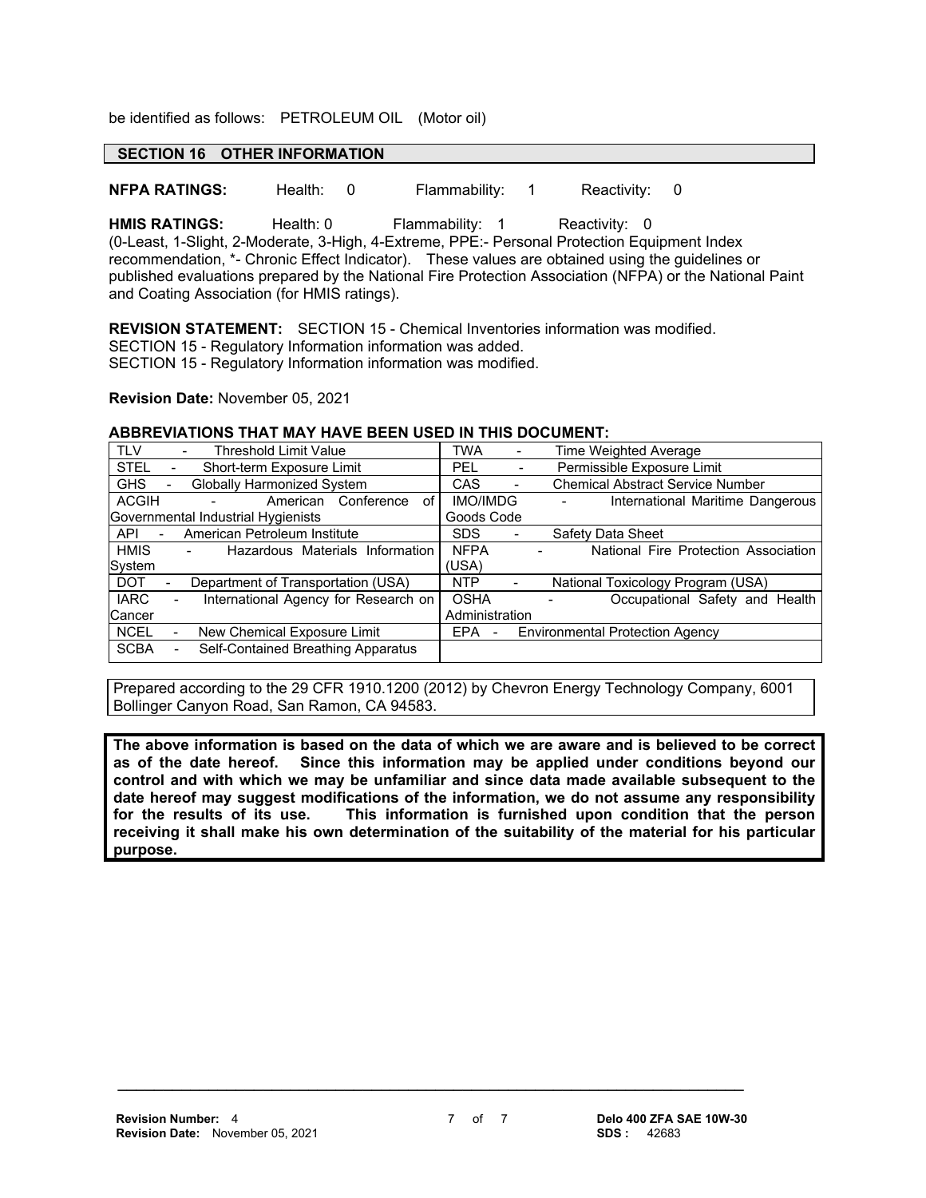be identified as follows: PETROLEUM OIL (Motor oil)

## SECTION 16 OTHER INFORMATION

**NFPA RATINGS:** Health: 0 Flammability: 1 Reactivity: 0

**HMIS RATINGS:** Health: 0 Flammability: 1 Reactivity: 0
(0-Least, 1-Slight, 2-Moderate, 3-High, 4-Extreme, PPE:- Personal Protection Equipment Index recommendation, *- Chronic Effect Indicator). These values are obtained using the guidelines or published evaluations prepared by the National Fire Protection Association (NFPA) or the National Paint and Coating Association (for HMIS ratings).

**REVISION STATEMENT:** SECTION 15 - Chemical Inventories information was modified.
SECTION 15 - Regulatory Information information was added.
SECTION 15 - Regulatory Information information was modified.

**Revision Date:** November 05, 2021

**ABBREVIATIONS THAT MAY HAVE BEEN USED IN THIS DOCUMENT:**

| | |
|---|---|
| TLV - Threshold Limit Value | TWA - Time Weighted Average |
| STEL - Short-term Exposure Limit | PEL - Permissible Exposure Limit |
| GHS - Globally Harmonized System | CAS - Chemical Abstract Service Number |
| ACGIH - American Conference of Governmental Industrial Hygienists | IMO/IMDG - International Maritime Dangerous Goods Code |
| API - American Petroleum Institute | SDS - Safety Data Sheet |
| HMIS - Hazardous Materials Information System | NFPA - National Fire Protection Association (USA) |
| DOT - Department of Transportation (USA) | NTP - National Toxicology Program (USA) |
| IARC - International Agency for Research on Cancer | OSHA - Occupational Safety and Health Administration |
| NCEL - New Chemical Exposure Limit | EPA - Environmental Protection Agency |
| SCBA - Self-Contained Breathing Apparatus | |

Prepared according to the 29 CFR 1910.1200 (2012) by Chevron Energy Technology Company, 6001 Bollinger Canyon Road, San Ramon, CA 94583.

**The above information is based on the data of which we are aware and is believed to be correct as of the date hereof. Since this information may be applied under conditions beyond our control and with which we may be unfamiliar and since data made available subsequent to the date hereof may suggest modifications of the information, we do not assume any responsibility for the results of its use. This information is furnished upon condition that the person receiving it shall make his own determination of the suitability of the material for his particular purpose.**